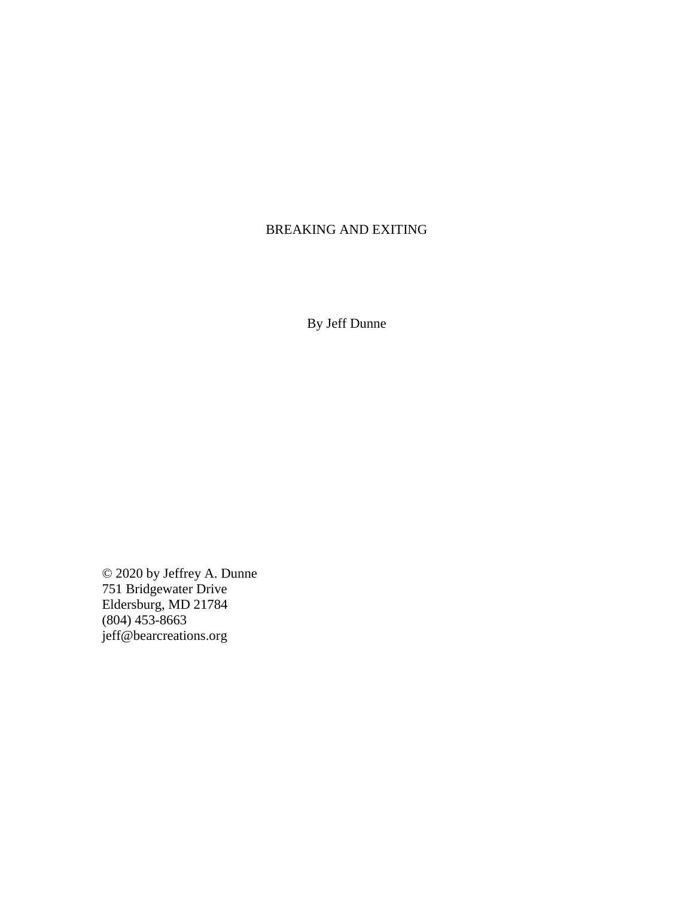# BREAKING AND EXITING

By Jeff Dunne

© 2020 by Jeffrey A. Dunne
751 Bridgewater Drive
Eldersburg, MD 21784
(804) 453-8663
jeff@bearcreations.org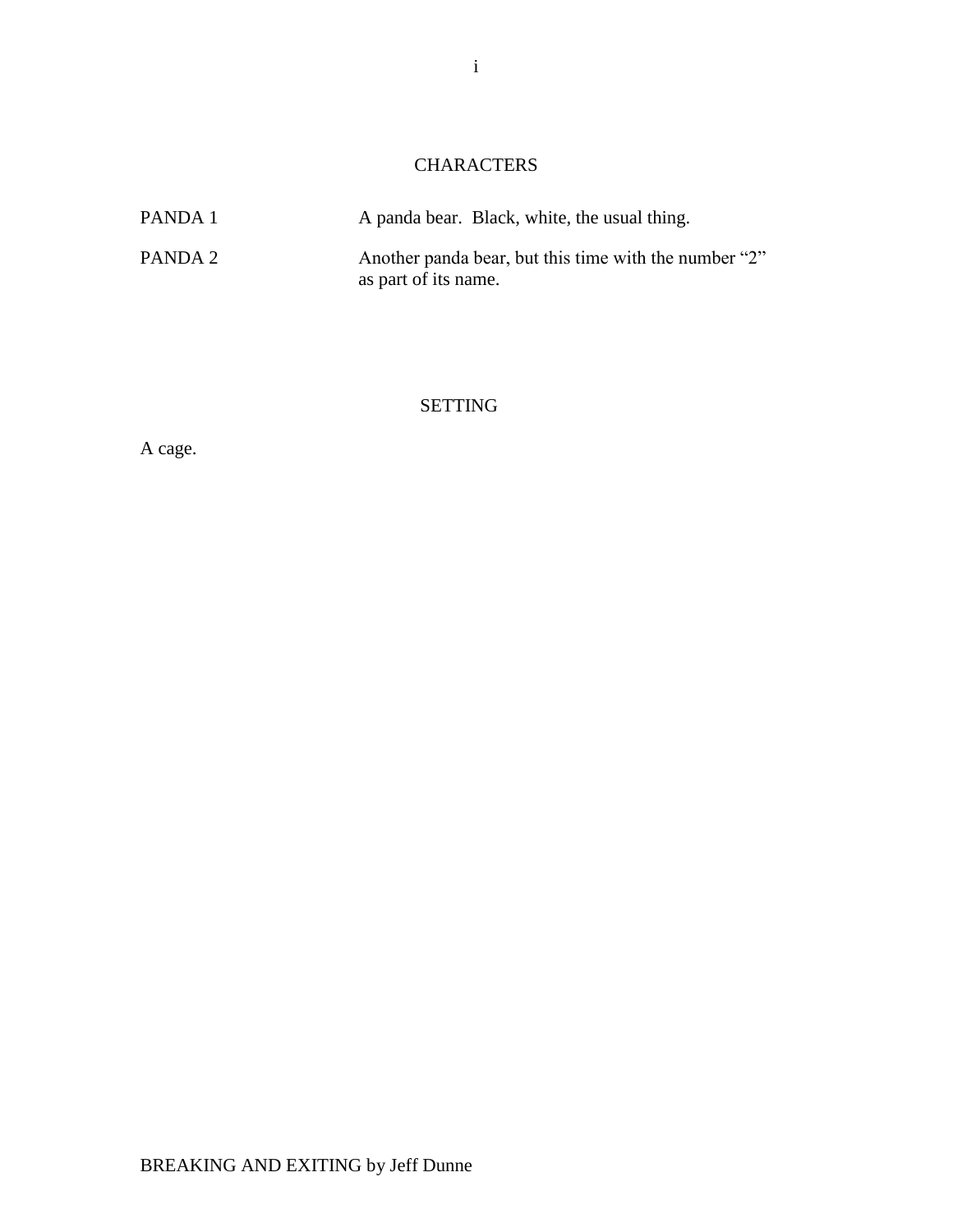## CHARACTERS

| | |
|---|---|
| PANDA 1 | A panda bear. Black, white, the usual thing. |
| PANDA 2 | Another panda bear, but this time with the number "2" as part of its name. |

## SETTING

A cage.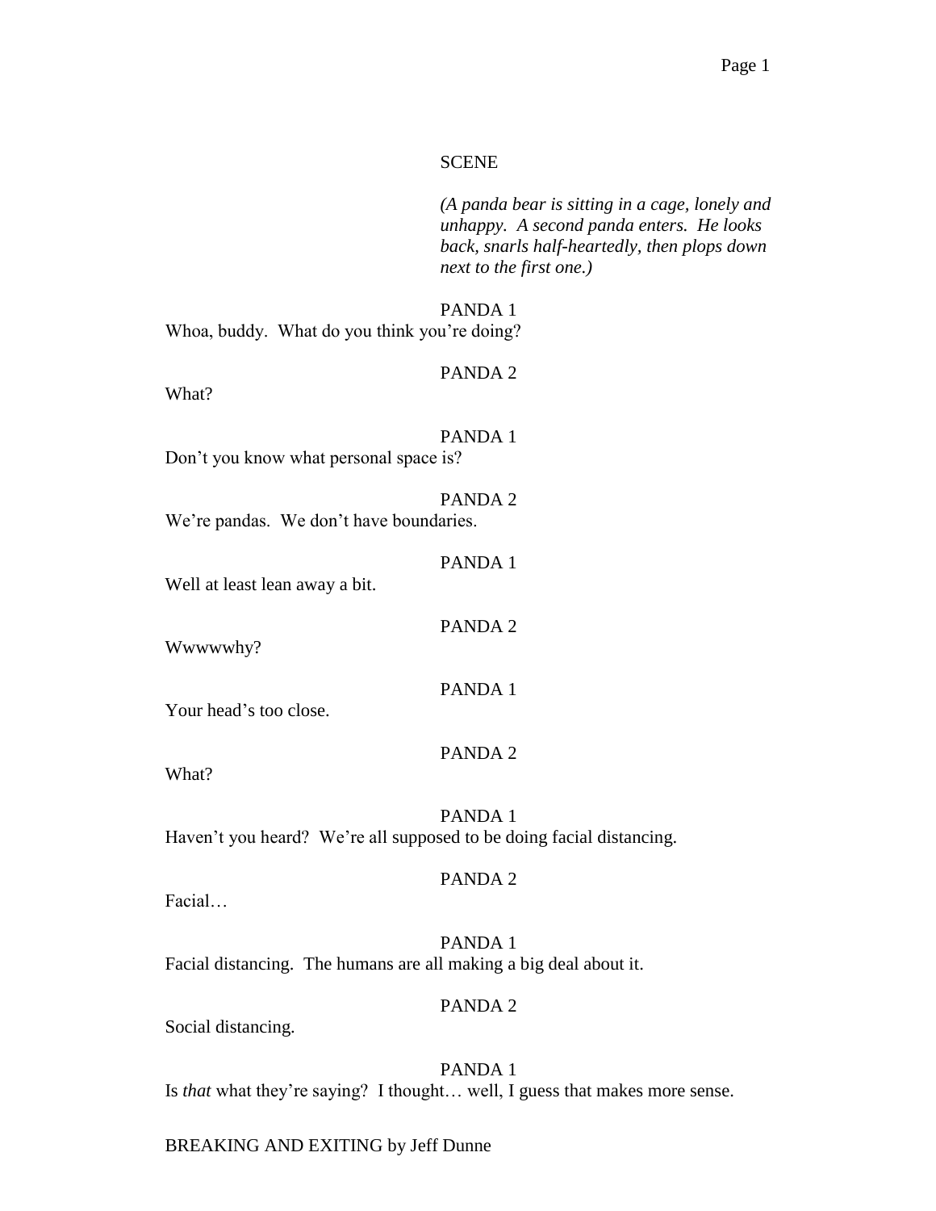SCENE

*(A panda bear is sitting in a cage, lonely and unhappy. A second panda enters. He looks back, snarls half-heartedly, then plops down next to the first one.)*

PANDA 1

Whoa, buddy. What do you think you're doing?

PANDA 2

What?

PANDA 1

Don't you know what personal space is?

PANDA 2

We're pandas. We don't have boundaries.

PANDA 1

Well at least lean away a bit.

PANDA 2

Wwwwwhy?

PANDA 1

Your head's too close.

PANDA 2

What?

PANDA 1

Haven't you heard? We're all supposed to be doing facial distancing.

PANDA 2

Facial…

PANDA 1

Facial distancing. The humans are all making a big deal about it.

PANDA 2

Social distancing.

PANDA 1

Is *that* what they're saying? I thought… well, I guess that makes more sense.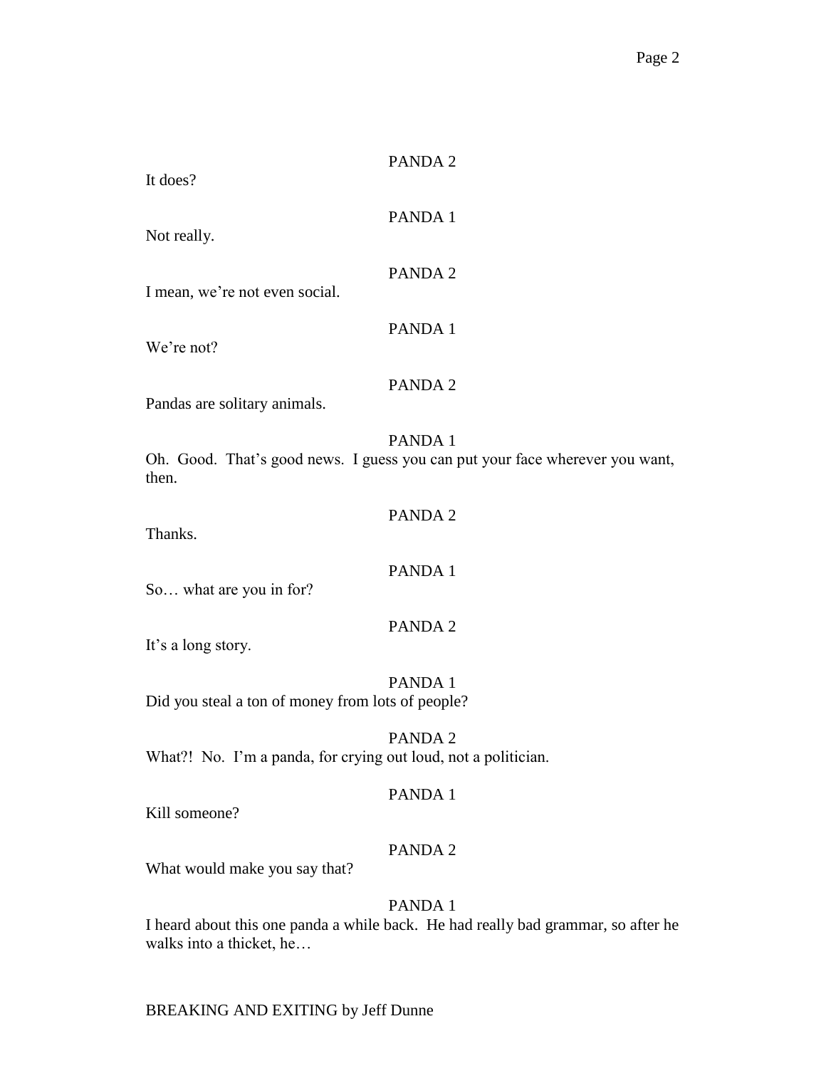PANDA 2

It does?

PANDA 1

Not really.

PANDA 2

I mean, we're not even social.

PANDA 1

We're not?

PANDA 2

Pandas are solitary animals.

PANDA 1

Oh. Good. That's good news. I guess you can put your face wherever you want, then.

PANDA 2

Thanks.

PANDA 1

So… what are you in for?

PANDA 2

It's a long story.

PANDA 1

Did you steal a ton of money from lots of people?

PANDA 2

What?! No. I'm a panda, for crying out loud, not a politician.

PANDA 1

Kill someone?

PANDA 2

What would make you say that?

PANDA 1

I heard about this one panda a while back. He had really bad grammar, so after he walks into a thicket, he…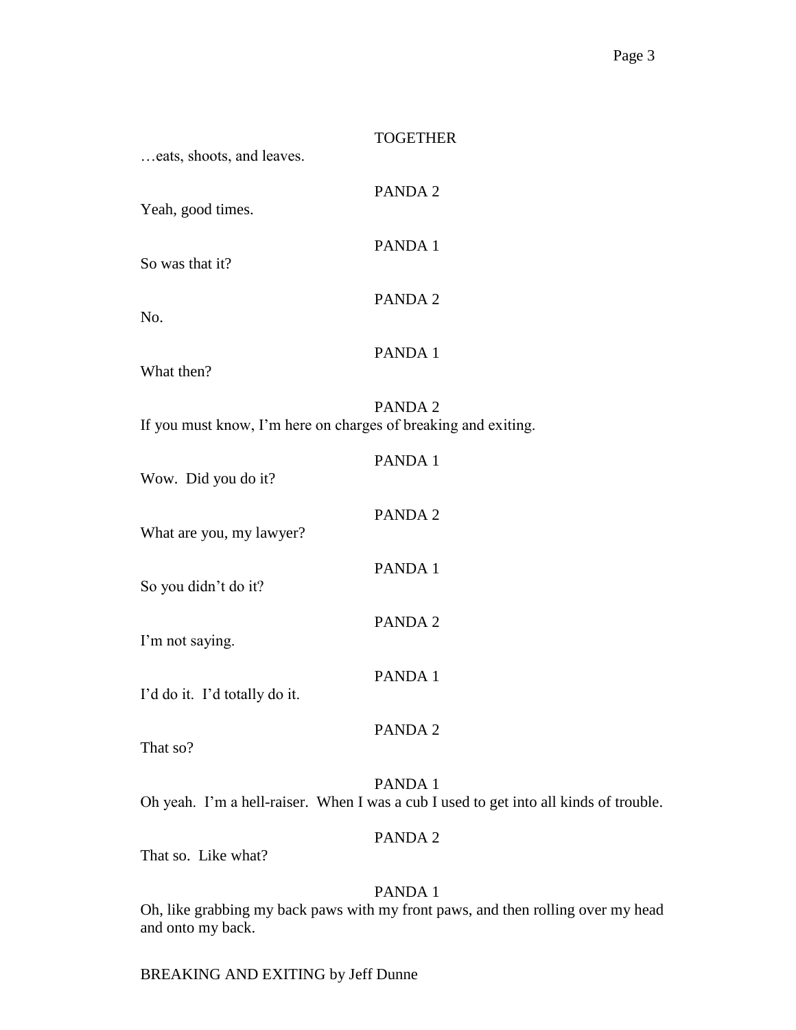TOGETHER

…eats, shoots, and leaves.

PANDA 2

Yeah, good times.

PANDA 1

So was that it?

PANDA 2

No.

PANDA 1

What then?

PANDA 2

If you must know, I'm here on charges of breaking and exiting.

PANDA 1

Wow. Did you do it?

PANDA 2

What are you, my lawyer?

PANDA 1

So you didn't do it?

PANDA 2

I'm not saying.

PANDA 1

I'd do it. I'd totally do it.

PANDA 2

That so?

PANDA 1

Oh yeah. I'm a hell-raiser. When I was a cub I used to get into all kinds of trouble.

PANDA 2

That so. Like what?

PANDA 1

Oh, like grabbing my back paws with my front paws, and then rolling over my head and onto my back.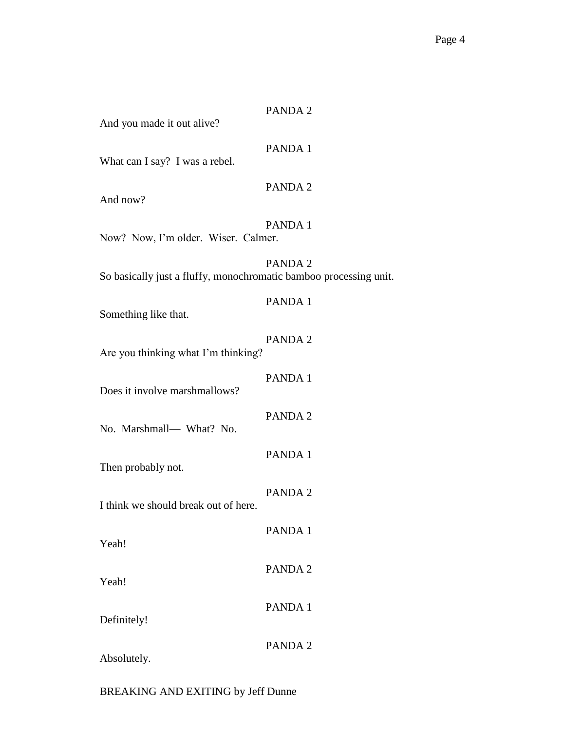PANDA 2

And you made it out alive?

PANDA 1

What can I say? I was a rebel.

PANDA 2

And now?

PANDA 1

Now? Now, I'm older. Wiser. Calmer.

PANDA 2

So basically just a fluffy, monochromatic bamboo processing unit.

PANDA 1

Something like that.

PANDA 2

Are you thinking what I'm thinking?

PANDA 1

Does it involve marshmallows?

PANDA 2

No. Marshmall— What? No.

PANDA 1

Then probably not.

PANDA 2

I think we should break out of here.

PANDA 1

Yeah!

PANDA 2

Yeah!

PANDA 1

Definitely!

PANDA 2

Absolutely.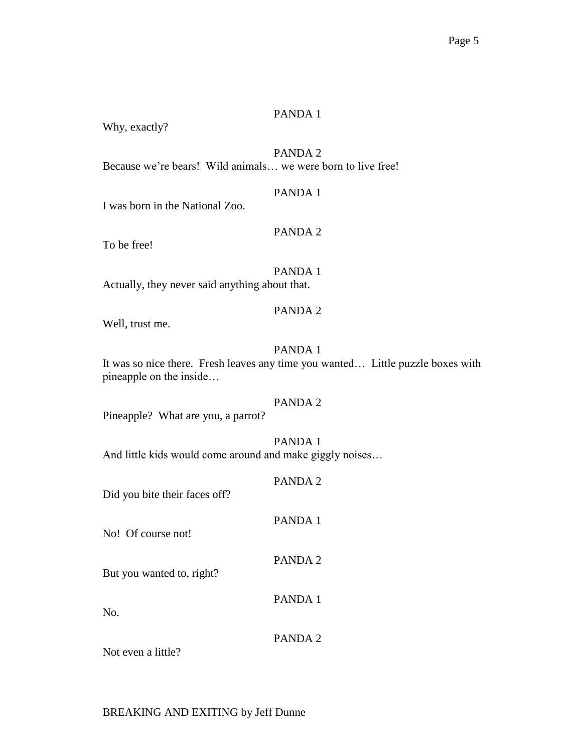PANDA 1

Why, exactly?

PANDA 2

Because we're bears! Wild animals… we were born to live free!

PANDA 1

I was born in the National Zoo.

PANDA 2

To be free!

PANDA 1

Actually, they never said anything about that.

PANDA 2

Well, trust me.

PANDA 1

It was so nice there. Fresh leaves any time you wanted… Little puzzle boxes with pineapple on the inside…

PANDA 2

Pineapple? What are you, a parrot?

PANDA 1

And little kids would come around and make giggly noises…

PANDA 2

Did you bite their faces off?

PANDA 1

No! Of course not!

PANDA 2

But you wanted to, right?

PANDA 1

No.

PANDA 2

Not even a little?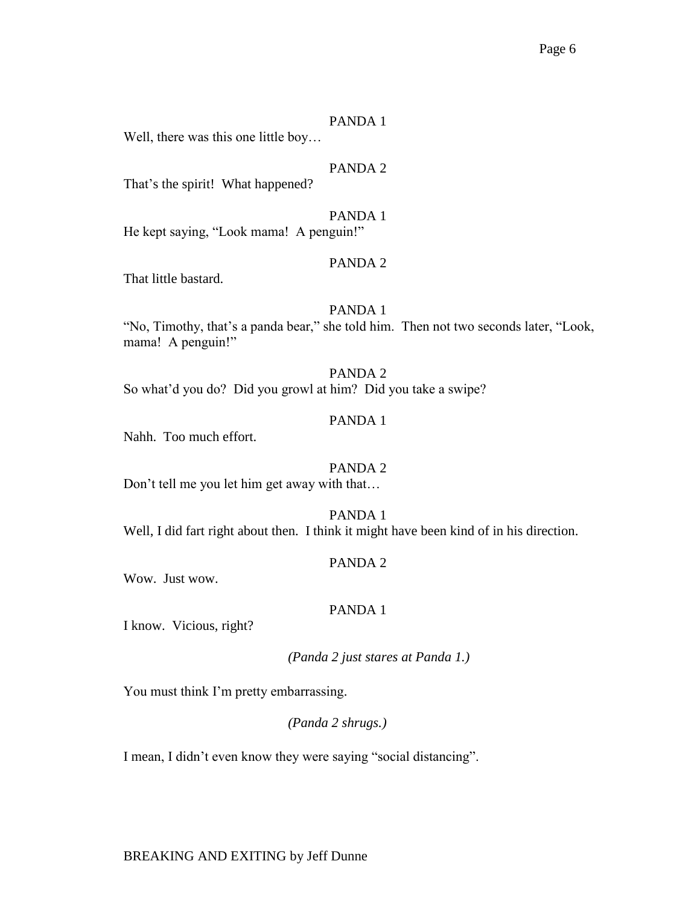PANDA 1

Well, there was this one little boy…

PANDA 2

That's the spirit!  What happened?

PANDA 1

He kept saying, "Look mama!  A penguin!"

PANDA 2

That little bastard.

PANDA 1

"No, Timothy, that's a panda bear," she told him.  Then not two seconds later, "Look, mama!  A penguin!"

PANDA 2

So what'd you do?  Did you growl at him?  Did you take a swipe?

PANDA 1

Nahh.  Too much effort.

PANDA 2

Don't tell me you let him get away with that…

PANDA 1

Well, I did fart right about then.  I think it might have been kind of in his direction.

PANDA 2

Wow.  Just wow.

PANDA 1

I know.  Vicious, right?

*(Panda 2 just stares at Panda 1.)*

You must think I'm pretty embarrassing.

*(Panda 2 shrugs.)*

I mean, I didn't even know they were saying "social distancing".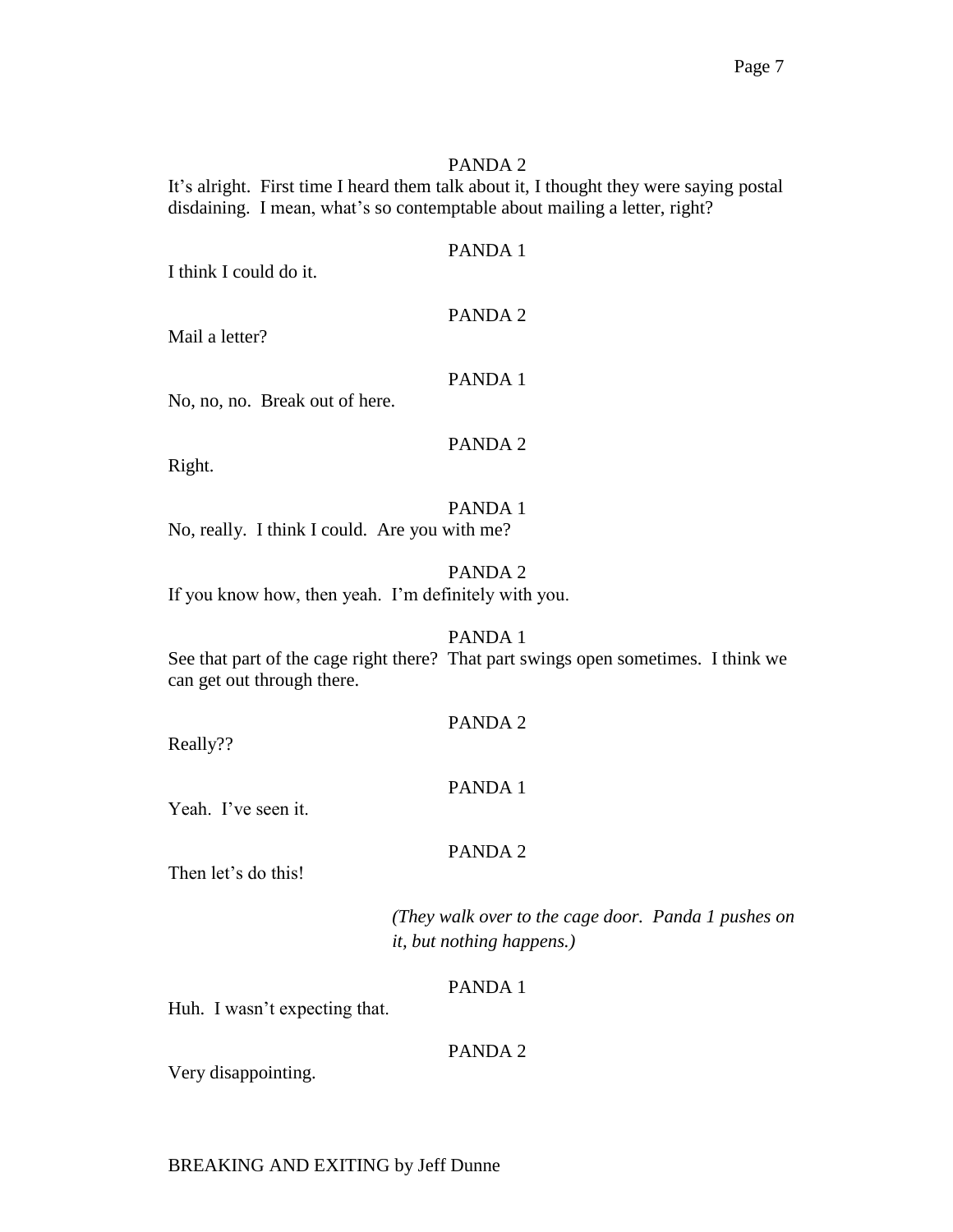PANDA 2

It's alright. First time I heard them talk about it, I thought they were saying postal disdaining. I mean, what's so contemptable about mailing a letter, right?

PANDA 1

I think I could do it.

PANDA 2

Mail a letter?

PANDA 1

No, no, no. Break out of here.

PANDA 2

Right.

PANDA 1

No, really. I think I could. Are you with me?

PANDA 2

If you know how, then yeah. I'm definitely with you.

PANDA 1

See that part of the cage right there? That part swings open sometimes. I think we can get out through there.

PANDA 2

Really??

PANDA 1

Yeah. I've seen it.

PANDA 2

Then let's do this!

*(They walk over to the cage door. Panda 1 pushes on it, but nothing happens.)*

PANDA 1

Huh. I wasn't expecting that.

PANDA 2

Very disappointing.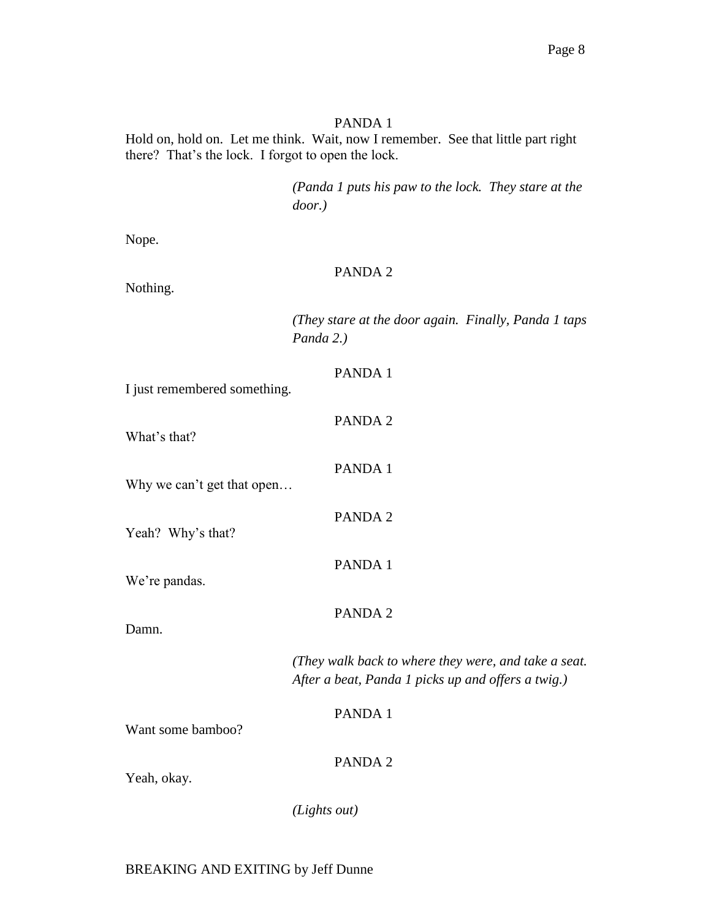PANDA 1

Hold on, hold on. Let me think. Wait, now I remember. See that little part right there? That's the lock. I forgot to open the lock.

*(Panda 1 puts his paw to the lock. They stare at the door.)*

Nope.

PANDA 2

Nothing.

*(They stare at the door again. Finally, Panda 1 taps Panda 2.)*

PANDA 1

I just remembered something.

PANDA 2

What's that?

PANDA 1

Why we can't get that open…

PANDA 2

Yeah? Why's that?

PANDA 1

We're pandas.

PANDA 2

Damn.

*(They walk back to where they were, and take a seat. After a beat, Panda 1 picks up and offers a twig.)*

PANDA 1

Want some bamboo?

PANDA 2

Yeah, okay.

*(Lights out)*